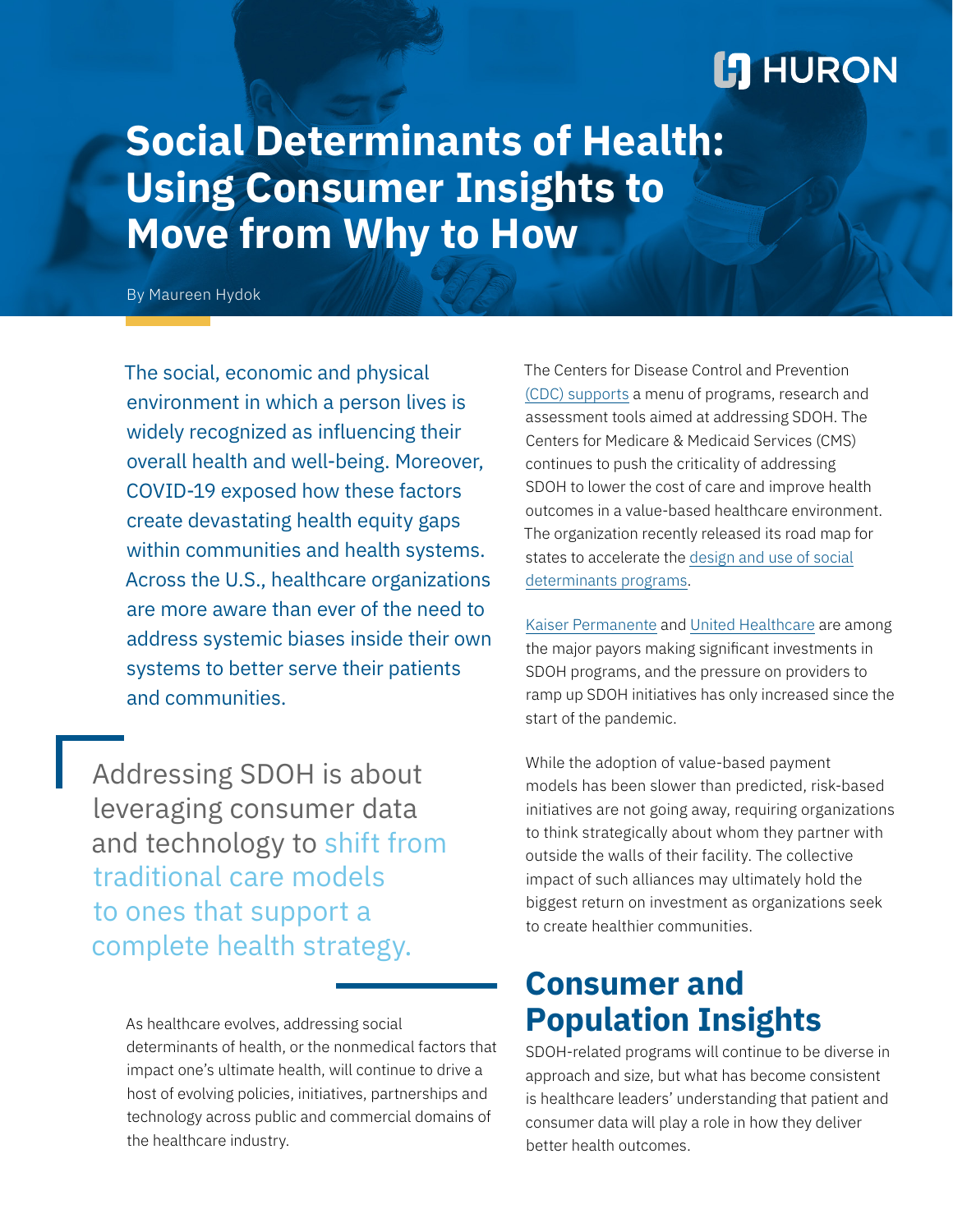# Social Determinants of Health: Using Consumer Insights to Move from Why to How

By Maureen Hydok

The social, economic and physical environment in which a person lives is widely recognized as influencing their overall health and well-being. Moreover, COVID-19 exposed how these factors create devastating health equity gaps within communities and health systems. Across the U.S., healthcare organizations are more aware than ever of the need to address systemic biases inside their own systems to better serve their patients and communities.

> Addressing SDOH is about leveraging consumer data and technology to shift from traditional care models to ones that support a complete health strategy.

As healthcare evolves, addressing social determinants of health, or the nonmedical factors that impact one's ultimate health, will continue to drive a host of evolving policies, initiatives, partnerships and technology across public and commercial domains of the healthcare industry.

The Centers for Disease Control and Prevention (CDC) supports a menu of programs, research and assessment tools aimed at addressing SDOH. The Centers for Medicare & Medicaid Services (CMS) continues to push the criticality of addressing SDOH to lower the cost of care and improve health outcomes in a value-based healthcare environment. The organization recently released its road map for states to accelerate the design and use of social determinants programs.

Kaiser Permanente and United Healthcare are among the major payors making significant investments in SDOH programs, and the pressure on providers to ramp up SDOH initiatives has only increased since the start of the pandemic.

While the adoption of value-based payment models has been slower than predicted, risk-based initiatives are not going away, requiring organizations to think strategically about whom they partner with outside the walls of their facility. The collective impact of such alliances may ultimately hold the biggest return on investment as organizations seek to create healthier communities.

## Consumer and Population Insights

SDOH-related programs will continue to be diverse in approach and size, but what has become consistent is healthcare leaders' understanding that patient and consumer data will play a role in how they deliver better health outcomes.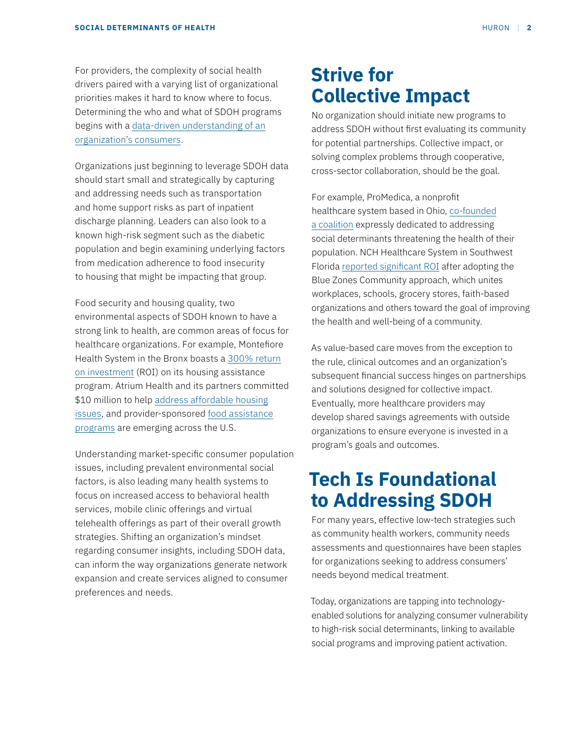For providers, the complexity of social health drivers paired with a varying list of organizational priorities makes it hard to know where to focus. Determining the who and what of SDOH programs begins with a data-driven understanding of an organization's consumers.

Organizations just beginning to leverage SDOH data should start small and strategically by capturing and addressing needs such as transportation and home support risks as part of inpatient discharge planning. Leaders can also look to a known high-risk segment such as the diabetic population and begin examining underlying factors from medication adherence to food insecurity to housing that might be impacting that group.

Food security and housing quality, two environmental aspects of SDOH known to have a strong link to health, are common areas of focus for healthcare organizations. For example, Montefiore Health System in the Bronx boasts a 300% return on investment (ROI) on its housing assistance program. Atrium Health and its partners committed $10 million to help address affordable housing issues, and provider-sponsored food assistance programs are emerging across the U.S.

Understanding market-specific consumer population issues, including prevalent environmental social factors, is also leading many health systems to focus on increased access to behavioral health services, mobile clinic offerings and virtual telehealth offerings as part of their overall growth strategies. Shifting an organization's mindset regarding consumer insights, including SDOH data, can inform the way organizations generate network expansion and create services aligned to consumer preferences and needs.

# Strive for Collective Impact

No organization should initiate new programs to address SDOH without first evaluating its community for potential partnerships. Collective impact, or solving complex problems through cooperative, cross-sector collaboration, should be the goal.

For example, ProMedica, a nonprofit healthcare system based in Ohio, co-founded a coalition expressly dedicated to addressing social determinants threatening the health of their population. NCH Healthcare System in Southwest Florida reported significant ROI after adopting the Blue Zones Community approach, which unites workplaces, schools, grocery stores, faith-based organizations and others toward the goal of improving the health and well-being of a community.

As value-based care moves from the exception to the rule, clinical outcomes and an organization's subsequent financial success hinges on partnerships and solutions designed for collective impact. Eventually, more healthcare providers may develop shared savings agreements with outside organizations to ensure everyone is invested in a program's goals and outcomes.

# Tech Is Foundational to Addressing SDOH

For many years, effective low-tech strategies such as community health workers, community needs assessments and questionnaires have been staples for organizations seeking to address consumers' needs beyond medical treatment.

Today, organizations are tapping into technology-enabled solutions for analyzing consumer vulnerability to high-risk social determinants, linking to available social programs and improving patient activation.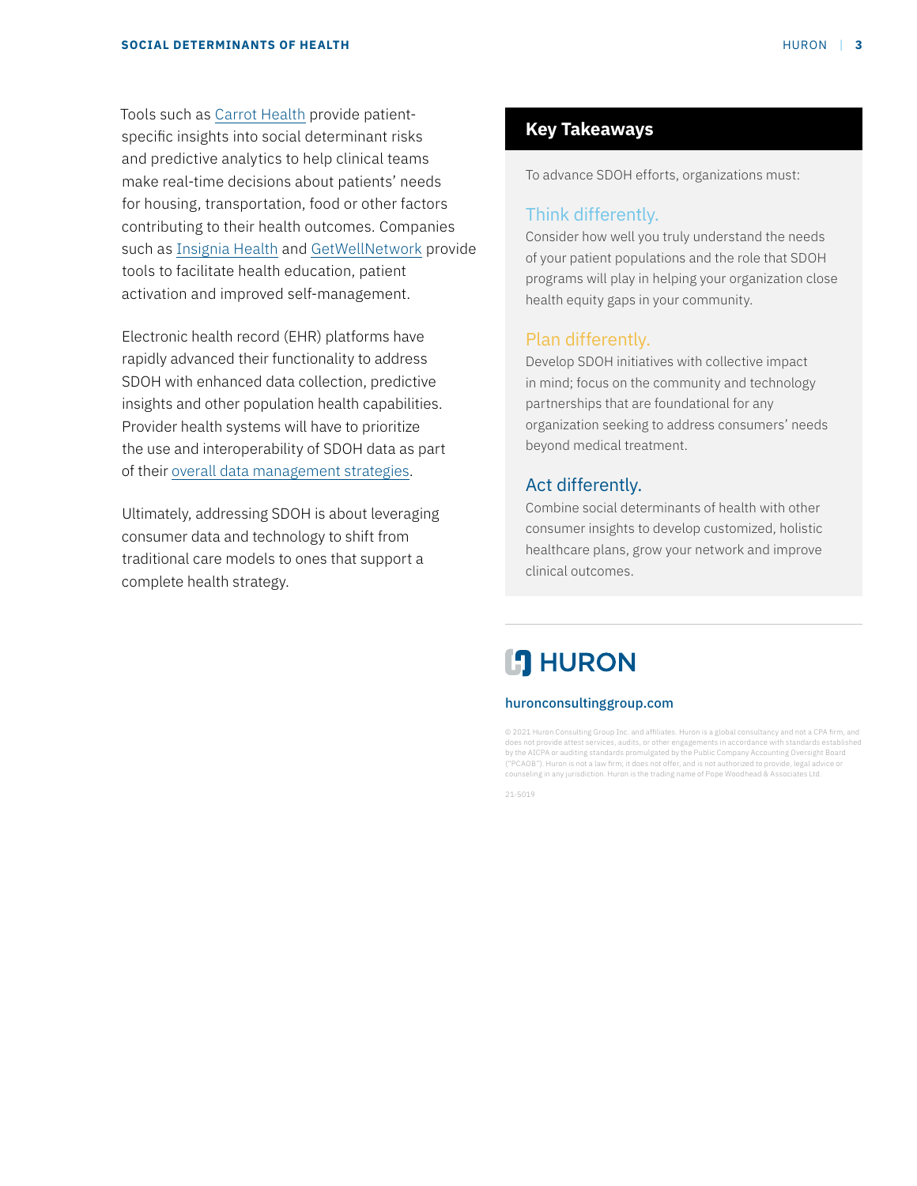Tools such as Carrot Health provide patient-specific insights into social determinant risks and predictive analytics to help clinical teams make real-time decisions about patients' needs for housing, transportation, food or other factors contributing to their health outcomes. Companies such as Insignia Health and GetWellNetwork provide tools to facilitate health education, patient activation and improved self-management.

Electronic health record (EHR) platforms have rapidly advanced their functionality to address SDOH with enhanced data collection, predictive insights and other population health capabilities. Provider health systems will have to prioritize the use and interoperability of SDOH data as part of their overall data management strategies.

Ultimately, addressing SDOH is about leveraging consumer data and technology to shift from traditional care models to ones that support a complete health strategy.

## Key Takeaways

To advance SDOH efforts, organizations must:

### Think differently.

Consider how well you truly understand the needs of your patient populations and the role that SDOH programs will play in helping your organization close health equity gaps in your community.

### Plan differently.

Develop SDOH initiatives with collective impact in mind; focus on the community and technology partnerships that are foundational for any organization seeking to address consumers' needs beyond medical treatment.

### Act differently.

Combine social determinants of health with other consumer insights to develop customized, holistic healthcare plans, grow your network and improve clinical outcomes.

---

**HURON**

huronconsultinggroup.com

© 2021 Huron Consulting Group Inc. and affiliates. Huron is a global consultancy and not a CPA firm, and does not provide attest services, audits, or other engagements in accordance with standards established by the AICPA or auditing standards promulgated by the Public Company Accounting Oversight Board ("PCAOB"). Huron is not a law firm; it does not offer, and is not authorized to provide, legal advice or counseling in any jurisdiction. Huron is the trading name of Pope Woodhead & Associates Ltd.

21-5019